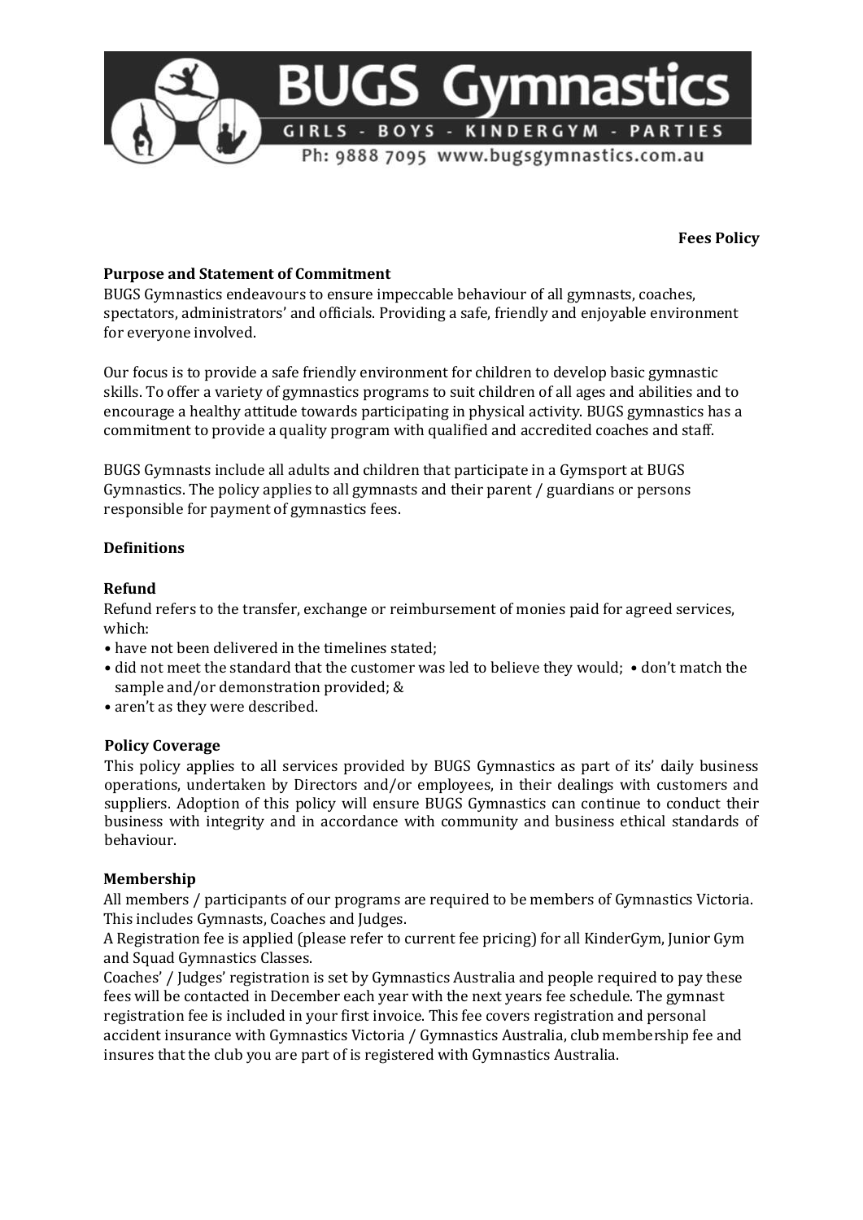# BUGS Gymnastics

GIRLS - BOYS - KINDERGYM - PARTIES

Ph: 9888 7095 www.bugsgymnastics.com.au

**Fees Policy**

## Purpose and Statement of Commitment

BUGS Gymnastics endeavours to ensure impeccable behaviour of all gymnasts, coaches, spectators, administrators' and officials. Providing a safe, friendly and enjoyable environment for everyone involved.

Our focus is to provide a safe friendly environment for children to develop basic gymnastic skills. To offer a variety of gymnastics programs to suit children of all ages and abilities and to encourage a healthy attitude towards participating in physical activity. BUGS gymnastics has a commitment to provide a quality program with qualified and accredited coaches and staff.

BUGS Gymnasts include all adults and children that participate in a Gymsport at BUGS Gymnastics. The policy applies to all gymnasts and their parent / guardians or persons responsible for payment of gymnastics fees.

## Definitions

### Refund

Refund refers to the transfer, exchange or reimbursement of monies paid for agreed services, which:

- have not been delivered in the timelines stated;
- did not meet the standard that the customer was led to believe they would;
- don't match the sample and/or demonstration provided; &
- aren't as they were described.

### Policy Coverage

This policy applies to all services provided by BUGS Gymnastics as part of its' daily business operations, undertaken by Directors and/or employees, in their dealings with customers and suppliers. Adoption of this policy will ensure BUGS Gymnastics can continue to conduct their business with integrity and in accordance with community and business ethical standards of behaviour.

### Membership

All members / participants of our programs are required to be members of Gymnastics Victoria. This includes Gymnasts, Coaches and Judges.

A Registration fee is applied (please refer to current fee pricing) for all KinderGym, Junior Gym and Squad Gymnastics Classes.

Coaches' / Judges' registration is set by Gymnastics Australia and people required to pay these fees will be contacted in December each year with the next years fee schedule. The gymnast registration fee is included in your first invoice. This fee covers registration and personal accident insurance with Gymnastics Victoria / Gymnastics Australia, club membership fee and insures that the club you are part of is registered with Gymnastics Australia.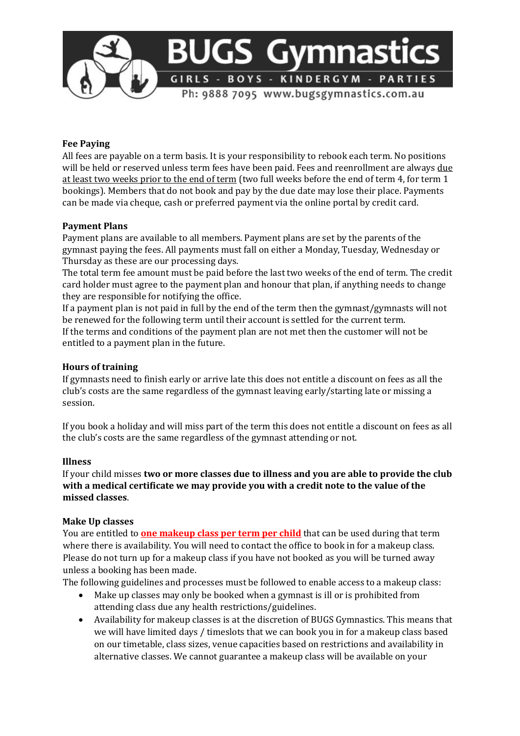**Fee Paying**

All fees are payable on a term basis. It is your responsibility to rebook each term. No positions will be held or reserved unless term fees have been paid. Fees and reenrollment are always <u>due at least two weeks prior to the end of term</u> (two full weeks before the end of term 4, for term 1 bookings). Members that do not book and pay by the due date may lose their place. Payments can be made via cheque, cash or preferred payment via the online portal by credit card.

**Payment Plans**

Payment plans are available to all members. Payment plans are set by the parents of the gymnast paying the fees. All payments must fall on either a Monday, Tuesday, Wednesday or Thursday as these are our processing days.

The total term fee amount must be paid before the last two weeks of the end of term. The credit card holder must agree to the payment plan and honour that plan, if anything needs to change they are responsible for notifying the office.

If a payment plan is not paid in full by the end of the term then the gymnast/gymnasts will not be renewed for the following term until their account is settled for the current term.

If the terms and conditions of the payment plan are not met then the customer will not be entitled to a payment plan in the future.

**Hours of training**

If gymnasts need to finish early or arrive late this does not entitle a discount on fees as all the club's costs are the same regardless of the gymnast leaving early/starting late or missing a session.

If you book a holiday and will miss part of the term this does not entitle a discount on fees as all the club's costs are the same regardless of the gymnast attending or not.

**Illness**

If your child misses **two or more classes due to illness and you are able to provide the club with a medical certificate we may provide you with a credit note to the value of the missed classes**.

**Make Up classes**

You are entitled to **<u>one makeup class per term per child</u>** that can be used during that term where there is availability. You will need to contact the office to book in for a makeup class. Please do not turn up for a makeup class if you have not booked as you will be turned away unless a booking has been made.

The following guidelines and processes must be followed to enable access to a makeup class:

- Make up classes may only be booked when a gymnast is ill or is prohibited from attending class due any health restrictions/guidelines.
- Availability for makeup classes is at the discretion of BUGS Gymnastics. This means that we will have limited days / timeslots that we can book you in for a makeup class based on our timetable, class sizes, venue capacities based on restrictions and availability in alternative classes. We cannot guarantee a makeup class will be available on your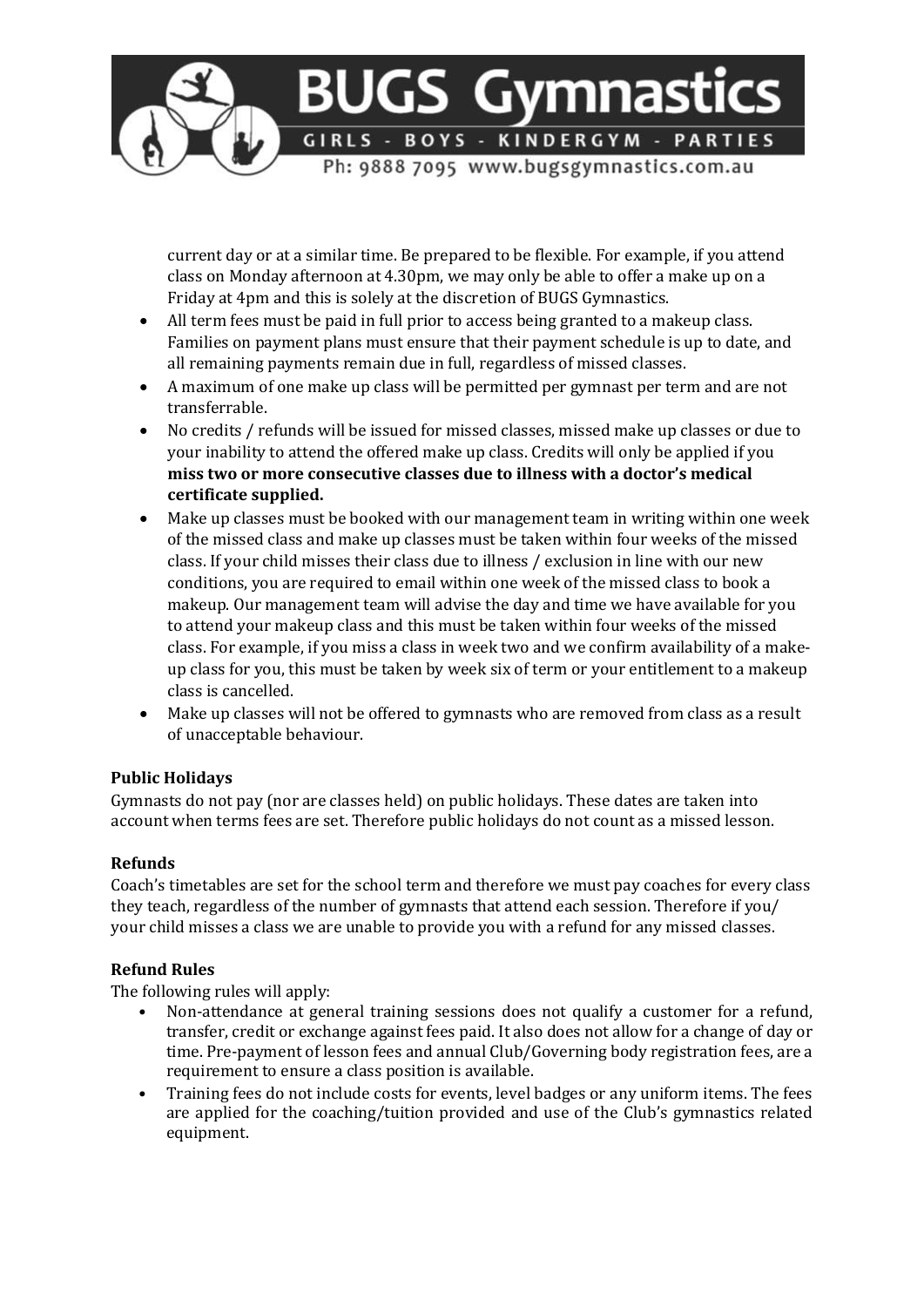current day or at a similar time. Be prepared to be flexible. For example, if you attend class on Monday afternoon at 4.30pm, we may only be able to offer a make up on a Friday at 4pm and this is solely at the discretion of BUGS Gymnastics.

- All term fees must be paid in full prior to access being granted to a makeup class. Families on payment plans must ensure that their payment schedule is up to date, and all remaining payments remain due in full, regardless of missed classes.
- A maximum of one make up class will be permitted per gymnast per term and are not transferrable.
- No credits / refunds will be issued for missed classes, missed make up classes or due to your inability to attend the offered make up class. Credits will only be applied if you **miss two or more consecutive classes due to illness with a doctor's medical certificate supplied.**
- Make up classes must be booked with our management team in writing within one week of the missed class and make up classes must be taken within four weeks of the missed class. If your child misses their class due to illness / exclusion in line with our new conditions, you are required to email within one week of the missed class to book a makeup. Our management team will advise the day and time we have available for you to attend your makeup class and this must be taken within four weeks of the missed class. For example, if you miss a class in week two and we confirm availability of a make-up class for you, this must be taken by week six of term or your entitlement to a makeup class is cancelled.
- Make up classes will not be offered to gymnasts who are removed from class as a result of unacceptable behaviour.

**Public Holidays**

Gymnasts do not pay (nor are classes held) on public holidays. These dates are taken into account when terms fees are set. Therefore public holidays do not count as a missed lesson.

**Refunds**

Coach's timetables are set for the school term and therefore we must pay coaches for every class they teach, regardless of the number of gymnasts that attend each session. Therefore if you/ your child misses a class we are unable to provide you with a refund for any missed classes.

**Refund Rules**

The following rules will apply:

- Non-attendance at general training sessions does not qualify a customer for a refund, transfer, credit or exchange against fees paid. It also does not allow for a change of day or time. Pre-payment of lesson fees and annual Club/Governing body registration fees, are a requirement to ensure a class position is available.
- Training fees do not include costs for events, level badges or any uniform items. The fees are applied for the coaching/tuition provided and use of the Club's gymnastics related equipment.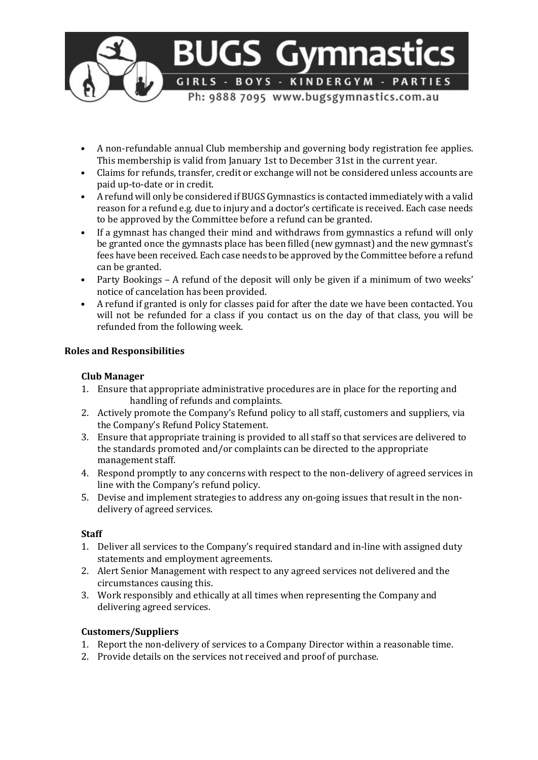- A non-refundable annual Club membership and governing body registration fee applies. This membership is valid from January 1st to December 31st in the current year.
- Claims for refunds, transfer, credit or exchange will not be considered unless accounts are paid up-to-date or in credit.
- A refund will only be considered if BUGS Gymnastics is contacted immediately with a valid reason for a refund e.g. due to injury and a doctor's certificate is received. Each case needs to be approved by the Committee before a refund can be granted.
- If a gymnast has changed their mind and withdraws from gymnastics a refund will only be granted once the gymnasts place has been filled (new gymnast) and the new gymnast's fees have been received. Each case needs to be approved by the Committee before a refund can be granted.
- Party Bookings – A refund of the deposit will only be given if a minimum of two weeks' notice of cancelation has been provided.
- A refund if granted is only for classes paid for after the date we have been contacted. You will not be refunded for a class if you contact us on the day of that class, you will be refunded from the following week.

**Roles and Responsibilities**

**Club Manager**

1. Ensure that appropriate administrative procedures are in place for the reporting and handling of refunds and complaints.
2. Actively promote the Company's Refund policy to all staff, customers and suppliers, via the Company's Refund Policy Statement.
3. Ensure that appropriate training is provided to all staff so that services are delivered to the standards promoted and/or complaints can be directed to the appropriate management staff.
4. Respond promptly to any concerns with respect to the non-delivery of agreed services in line with the Company's refund policy.
5. Devise and implement strategies to address any on-going issues that result in the non-delivery of agreed services.

**Staff**

1. Deliver all services to the Company's required standard and in-line with assigned duty statements and employment agreements.
2. Alert Senior Management with respect to any agreed services not delivered and the circumstances causing this.
3. Work responsibly and ethically at all times when representing the Company and delivering agreed services.

**Customers/Suppliers**

1. Report the non-delivery of services to a Company Director within a reasonable time.
2. Provide details on the services not received and proof of purchase.